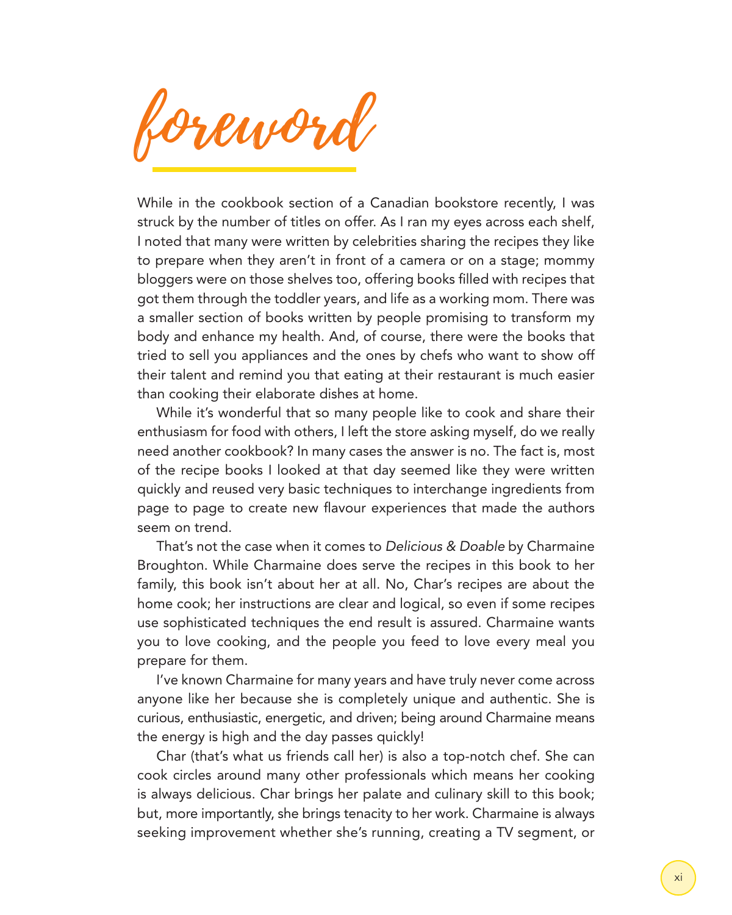# foreword

While in the cookbook section of a Canadian bookstore recently, I was struck by the number of titles on offer. As I ran my eyes across each shelf, I noted that many were written by celebrities sharing the recipes they like to prepare when they aren't in front of a camera or on a stage; mommy bloggers were on those shelves too, offering books filled with recipes that got them through the toddler years, and life as a working mom. There was a smaller section of books written by people promising to transform my body and enhance my health. And, of course, there were the books that tried to sell you appliances and the ones by chefs who want to show off their talent and remind you that eating at their restaurant is much easier than cooking their elaborate dishes at home.

While it's wonderful that so many people like to cook and share their enthusiasm for food with others, I left the store asking myself, do we really need another cookbook? In many cases the answer is no. The fact is, most of the recipe books I looked at that day seemed like they were written quickly and reused very basic techniques to interchange ingredients from page to page to create new flavour experiences that made the authors seem on trend.

That's not the case when it comes to *Delicious & Doable* by Charmaine Broughton. While Charmaine does serve the recipes in this book to her family, this book isn't about her at all. No, Char's recipes are about the home cook; her instructions are clear and logical, so even if some recipes use sophisticated techniques the end result is assured. Charmaine wants you to love cooking, and the people you feed to love every meal you prepare for them.

I've known Charmaine for many years and have truly never come across anyone like her because she is completely unique and authentic. She is curious, enthusiastic, energetic, and driven; being around Charmaine means the energy is high and the day passes quickly!

Char (that's what us friends call her) is also a top-notch chef. She can cook circles around many other professionals which means her cooking is always delicious. Char brings her palate and culinary skill to this book; but, more importantly, she brings tenacity to her work. Charmaine is always seeking improvement whether she's running, creating a TV segment, or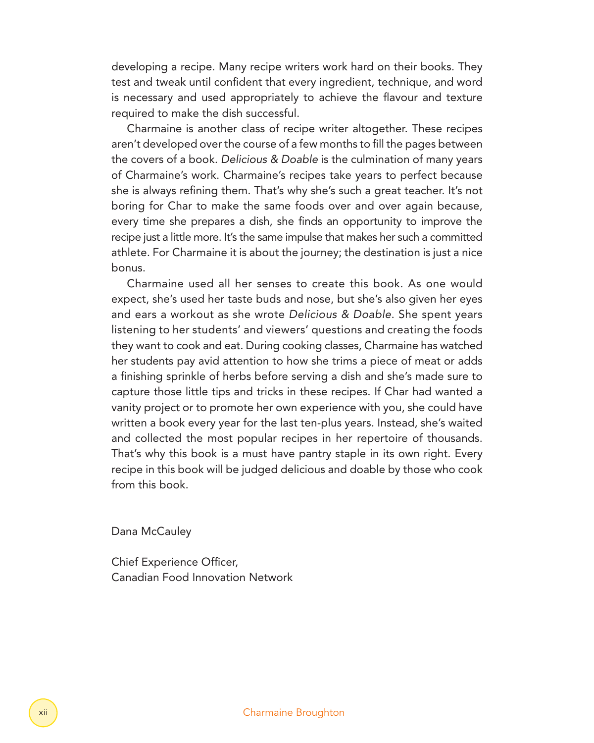developing a recipe. Many recipe writers work hard on their books. They test and tweak until confident that every ingredient, technique, and word is necessary and used appropriately to achieve the flavour and texture required to make the dish successful.

Charmaine is another class of recipe writer altogether. These recipes aren't developed over the course of a few months to fill the pages between the covers of a book. *Delicious & Doable* is the culmination of many years of Charmaine's work. Charmaine's recipes take years to perfect because she is always refining them. That's why she's such a great teacher. It's not boring for Char to make the same foods over and over again because, every time she prepares a dish, she finds an opportunity to improve the recipe just a little more. It's the same impulse that makes her such a committed athlete. For Charmaine it is about the journey; the destination is just a nice bonus.

Charmaine used all her senses to create this book. As one would expect, she's used her taste buds and nose, but she's also given her eyes and ears a workout as she wrote *Delicious & Doable*. She spent years listening to her students' and viewers' questions and creating the foods they want to cook and eat. During cooking classes, Charmaine has watched her students pay avid attention to how she trims a piece of meat or adds a finishing sprinkle of herbs before serving a dish and she's made sure to capture those little tips and tricks in these recipes. If Char had wanted a vanity project or to promote her own experience with you, she could have written a book every year for the last ten-plus years. Instead, she's waited and collected the most popular recipes in her repertoire of thousands. That's why this book is a must have pantry staple in its own right. Every recipe in this book will be judged delicious and doable by those who cook from this book.

Dana McCauley

Chief Experience Officer,
Canadian Food Innovation Network